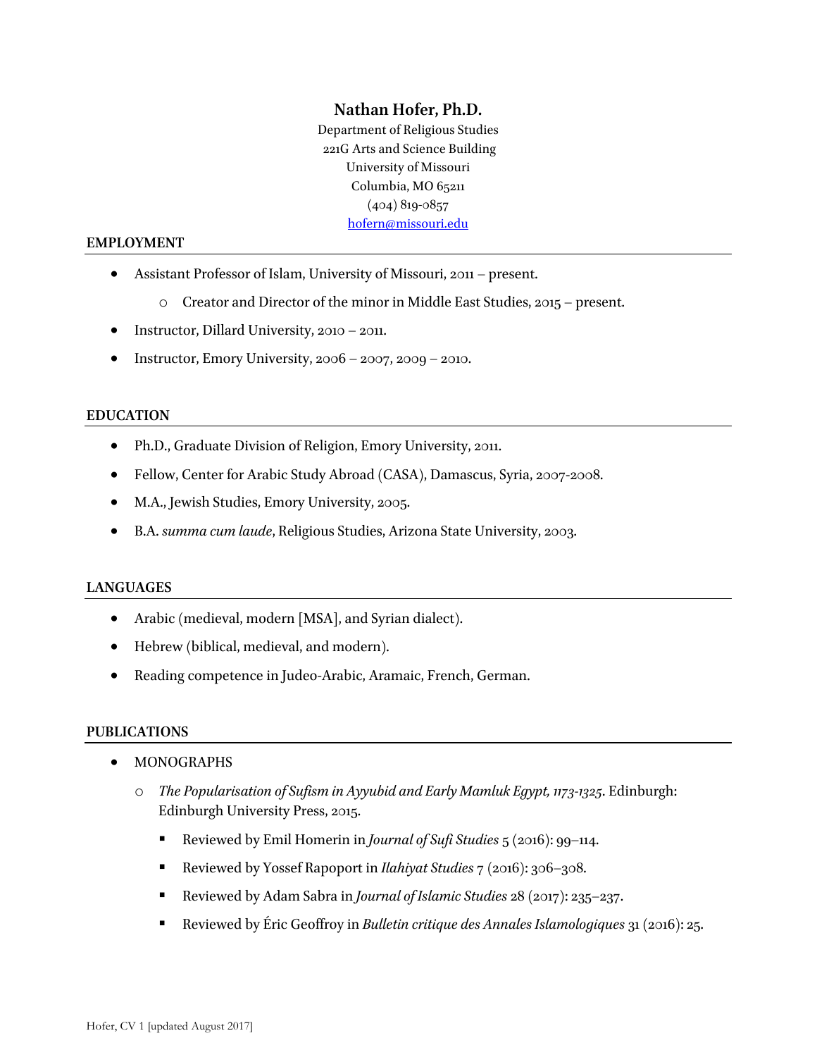# Nathan Hofer, Ph.D.

Department of Religious Studies
221G Arts and Science Building
University of Missouri
Columbia, MO 65211
(404) 819-0857
hofern@missouri.edu

## EMPLOYMENT

- Assistant Professor of Islam, University of Missouri, 2011 – present.
  - Creator and Director of the minor in Middle East Studies, 2015 – present.
- Instructor, Dillard University, 2010 – 2011.
- Instructor, Emory University, 2006 – 2007, 2009 – 2010.

## EDUCATION

- Ph.D., Graduate Division of Religion, Emory University, 2011.
- Fellow, Center for Arabic Study Abroad (CASA), Damascus, Syria, 2007-2008.
- M.A., Jewish Studies, Emory University, 2005.
- B.A. *summa cum laude*, Religious Studies, Arizona State University, 2003.

## LANGUAGES

- Arabic (medieval, modern [MSA], and Syrian dialect).
- Hebrew (biblical, medieval, and modern).
- Reading competence in Judeo-Arabic, Aramaic, French, German.

## PUBLICATIONS

- MONOGRAPHS
  - *The Popularisation of Sufism in Ayyubid and Early Mamluk Egypt, 1173-1325*. Edinburgh: Edinburgh University Press, 2015.
    - Reviewed by Emil Homerin in *Journal of Sufi Studies* 5 (2016): 99–114.
    - Reviewed by Yossef Rapoport in *Ilahiyat Studies* 7 (2016): 306–308.
    - Reviewed by Adam Sabra in *Journal of Islamic Studies* 28 (2017): 235–237.
    - Reviewed by Éric Geoffroy in *Bulletin critique des Annales Islamologiques* 31 (2016): 25.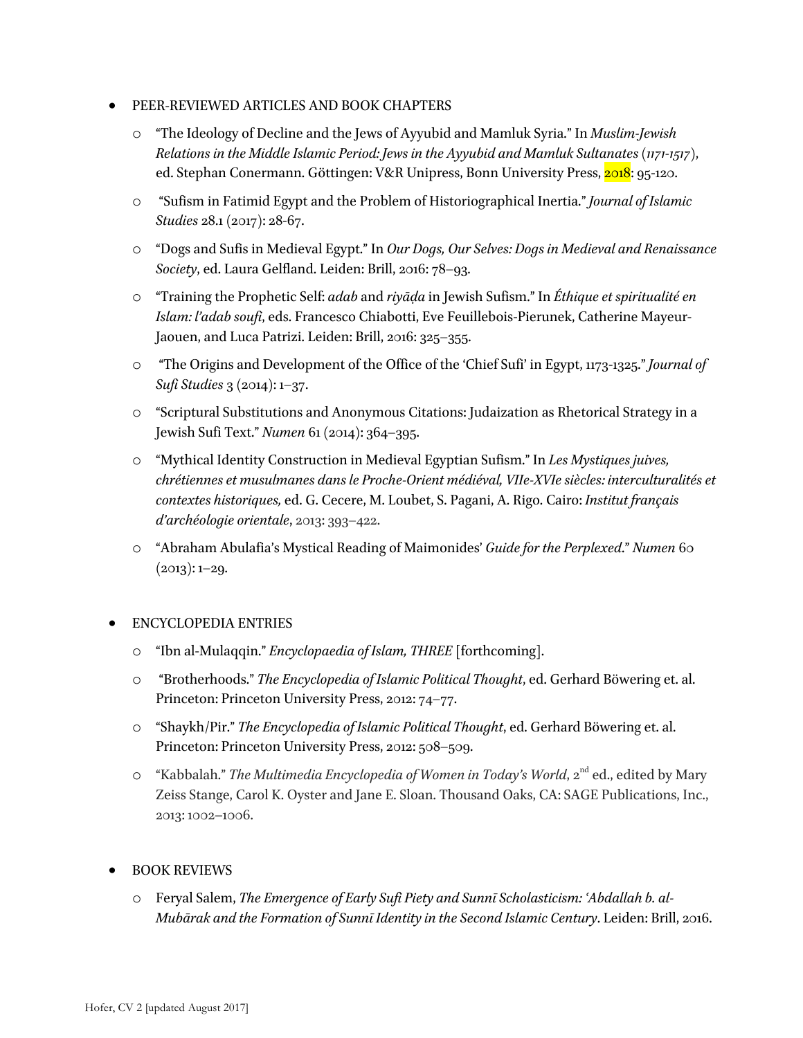- PEER-REVIEWED ARTICLES AND BOOK CHAPTERS
  - "The Ideology of Decline and the Jews of Ayyubid and Mamluk Syria." In *Muslim-Jewish Relations in the Middle Islamic Period: Jews in the Ayyubid and Mamluk Sultanates (1171-1517)*, ed. Stephan Conermann. Göttingen: V&R Unipress, Bonn University Press, 2018: 95-120.
  - "Sufism in Fatimid Egypt and the Problem of Historiographical Inertia." *Journal of Islamic Studies* 28.1 (2017): 28-67.
  - "Dogs and Sufis in Medieval Egypt." In *Our Dogs, Our Selves: Dogs in Medieval and Renaissance Society*, ed. Laura Gelfland. Leiden: Brill, 2016: 78–93.
  - "Training the Prophetic Self: *adab* and *riyāḍa* in Jewish Sufism." In *Éthique et spiritualité en Islam: l'adab soufi*, eds. Francesco Chiabotti, Eve Feuillebois-Pierunek, Catherine Mayeur-Jaouen, and Luca Patrizi. Leiden: Brill, 2016: 325–355.
  - "The Origins and Development of the Office of the 'Chief Sufi' in Egypt, 1173-1325." *Journal of Sufi Studies* 3 (2014): 1–37.
  - "Scriptural Substitutions and Anonymous Citations: Judaization as Rhetorical Strategy in a Jewish Sufi Text." *Numen* 61 (2014): 364–395.
  - "Mythical Identity Construction in Medieval Egyptian Sufism." In *Les Mystiques juives, chrétiennes et musulmanes dans le Proche-Orient médiéval, VIIe-XVIe siècles: interculturalités et contextes historiques,* ed. G. Cecere, M. Loubet, S. Pagani, A. Rigo. Cairo: *Institut français d'archéologie orientale*, 2013: 393–422.
  - "Abraham Abulafia's Mystical Reading of Maimonides' *Guide for the Perplexed*." *Numen* 60 (2013): 1–29.

- ENCYCLOPEDIA ENTRIES
  - "Ibn al-Mulaqqin." *Encyclopaedia of Islam, THREE* [forthcoming].
  - "Brotherhoods." *The Encyclopedia of Islamic Political Thought*, ed. Gerhard Böwering et. al. Princeton: Princeton University Press, 2012: 74–77.
  - "Shaykh/Pir." *The Encyclopedia of Islamic Political Thought*, ed. Gerhard Böwering et. al. Princeton: Princeton University Press, 2012: 508–509.
  - "Kabbalah." *The Multimedia Encyclopedia of Women in Today's World*, 2nd ed., edited by Mary Zeiss Stange, Carol K. Oyster and Jane E. Sloan. Thousand Oaks, CA: SAGE Publications, Inc., 2013: 1002–1006.

- BOOK REVIEWS
  - Feryal Salem, *The Emergence of Early Sufi Piety and Sunnī Scholasticism: ʿAbdallah b. al-Mubārak and the Formation of Sunnī Identity in the Second Islamic Century*. Leiden: Brill, 2016.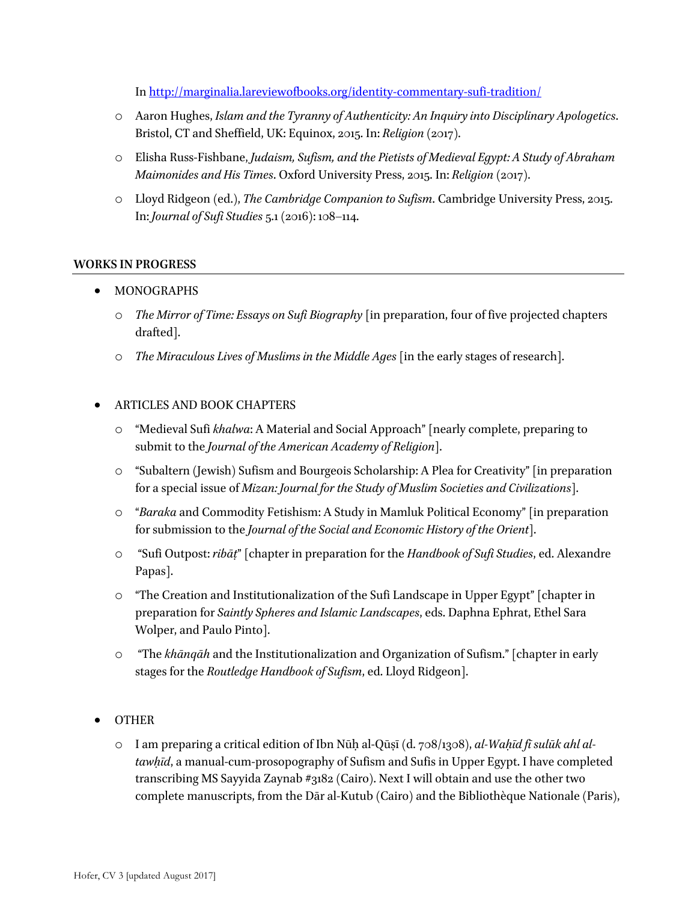In http://marginalia.lareviewofbooks.org/identity-commentary-sufi-tradition/

- Aaron Hughes, *Islam and the Tyranny of Authenticity: An Inquiry into Disciplinary Apologetics*. Bristol, CT and Sheffield, UK: Equinox, 2015. In: *Religion* (2017).
- Elisha Russ-Fishbane, *Judaism, Sufism, and the Pietists of Medieval Egypt: A Study of Abraham Maimonides and His Times*. Oxford University Press, 2015. In: *Religion* (2017).
- Lloyd Ridgeon (ed.), *The Cambridge Companion to Sufism*. Cambridge University Press, 2015. In: *Journal of Sufi Studies* 5.1 (2016): 108–114.

## WORKS IN PROGRESS

- MONOGRAPHS
  - *The Mirror of Time: Essays on Sufi Biography* [in preparation, four of five projected chapters drafted].
  - *The Miraculous Lives of Muslims in the Middle Ages* [in the early stages of research].

- ARTICLES AND BOOK CHAPTERS
  - "Medieval Sufi *khalwa*: A Material and Social Approach" [nearly complete, preparing to submit to the *Journal of the American Academy of Religion*].
  - "Subaltern (Jewish) Sufism and Bourgeois Scholarship: A Plea for Creativity" [in preparation for a special issue of *Mizan: Journal for the Study of Muslim Societies and Civilizations*].
  - "*Baraka* and Commodity Fetishism: A Study in Mamluk Political Economy" [in preparation for submission to the *Journal of the Social and Economic History of the Orient*].
  - "Sufi Outpost: *ribāṭ*" [chapter in preparation for the *Handbook of Sufi Studies*, ed. Alexandre Papas].
  - "The Creation and Institutionalization of the Sufi Landscape in Upper Egypt" [chapter in preparation for *Saintly Spheres and Islamic Landscapes*, eds. Daphna Ephrat, Ethel Sara Wolper, and Paulo Pinto].
  - "The *khānqāh* and the Institutionalization and Organization of Sufism." [chapter in early stages for the *Routledge Handbook of Sufism*, ed. Lloyd Ridgeon].

- OTHER
  - I am preparing a critical edition of Ibn Nūḥ al-Qūṣī (d. 708/1308), *al-Waḥīd fī sulūk ahl al-tawḥīd*, a manual-cum-prosopography of Sufism and Sufis in Upper Egypt. I have completed transcribing MS Sayyida Zaynab #3182 (Cairo). Next I will obtain and use the other two complete manuscripts, from the Dār al-Kutub (Cairo) and the Bibliothèque Nationale (Paris),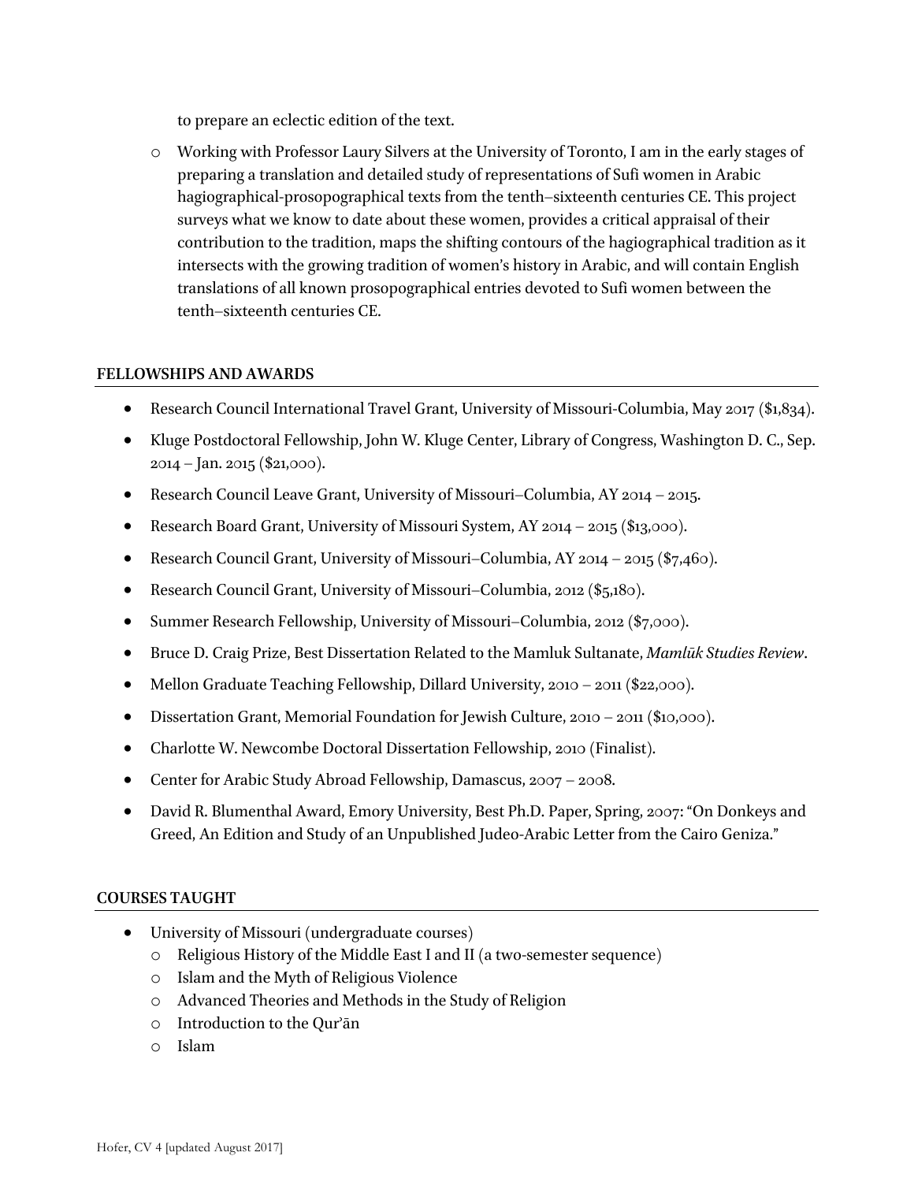to prepare an eclectic edition of the text.

- Working with Professor Laury Silvers at the University of Toronto, I am in the early stages of preparing a translation and detailed study of representations of Sufi women in Arabic hagiographical-prosopographical texts from the tenth–sixteenth centuries CE. This project surveys what we know to date about these women, provides a critical appraisal of their contribution to the tradition, maps the shifting contours of the hagiographical tradition as it intersects with the growing tradition of women's history in Arabic, and will contain English translations of all known prosopographical entries devoted to Sufi women between the tenth–sixteenth centuries CE.

## FELLOWSHIPS AND AWARDS

- Research Council International Travel Grant, University of Missouri-Columbia, May 2017 ($1,834).
- Kluge Postdoctoral Fellowship, John W. Kluge Center, Library of Congress, Washington D. C., Sep. 2014 – Jan. 2015 ($21,000).
- Research Council Leave Grant, University of Missouri–Columbia, AY 2014 – 2015.
- Research Board Grant, University of Missouri System, AY 2014 – 2015 ($13,000).
- Research Council Grant, University of Missouri–Columbia, AY 2014 – 2015 ($7,460).
- Research Council Grant, University of Missouri–Columbia, 2012 ($5,180).
- Summer Research Fellowship, University of Missouri–Columbia, 2012 ($7,000).
- Bruce D. Craig Prize, Best Dissertation Related to the Mamluk Sultanate, *Mamlūk Studies Review*.
- Mellon Graduate Teaching Fellowship, Dillard University, 2010 – 2011 ($22,000).
- Dissertation Grant, Memorial Foundation for Jewish Culture, 2010 – 2011 ($10,000).
- Charlotte W. Newcombe Doctoral Dissertation Fellowship, 2010 (Finalist).
- Center for Arabic Study Abroad Fellowship, Damascus, 2007 – 2008.
- David R. Blumenthal Award, Emory University, Best Ph.D. Paper, Spring, 2007: "On Donkeys and Greed, An Edition and Study of an Unpublished Judeo-Arabic Letter from the Cairo Geniza."

## COURSES TAUGHT

- University of Missouri (undergraduate courses)
  - Religious History of the Middle East I and II (a two-semester sequence)
  - Islam and the Myth of Religious Violence
  - Advanced Theories and Methods in the Study of Religion
  - Introduction to the Qur'ān
  - Islam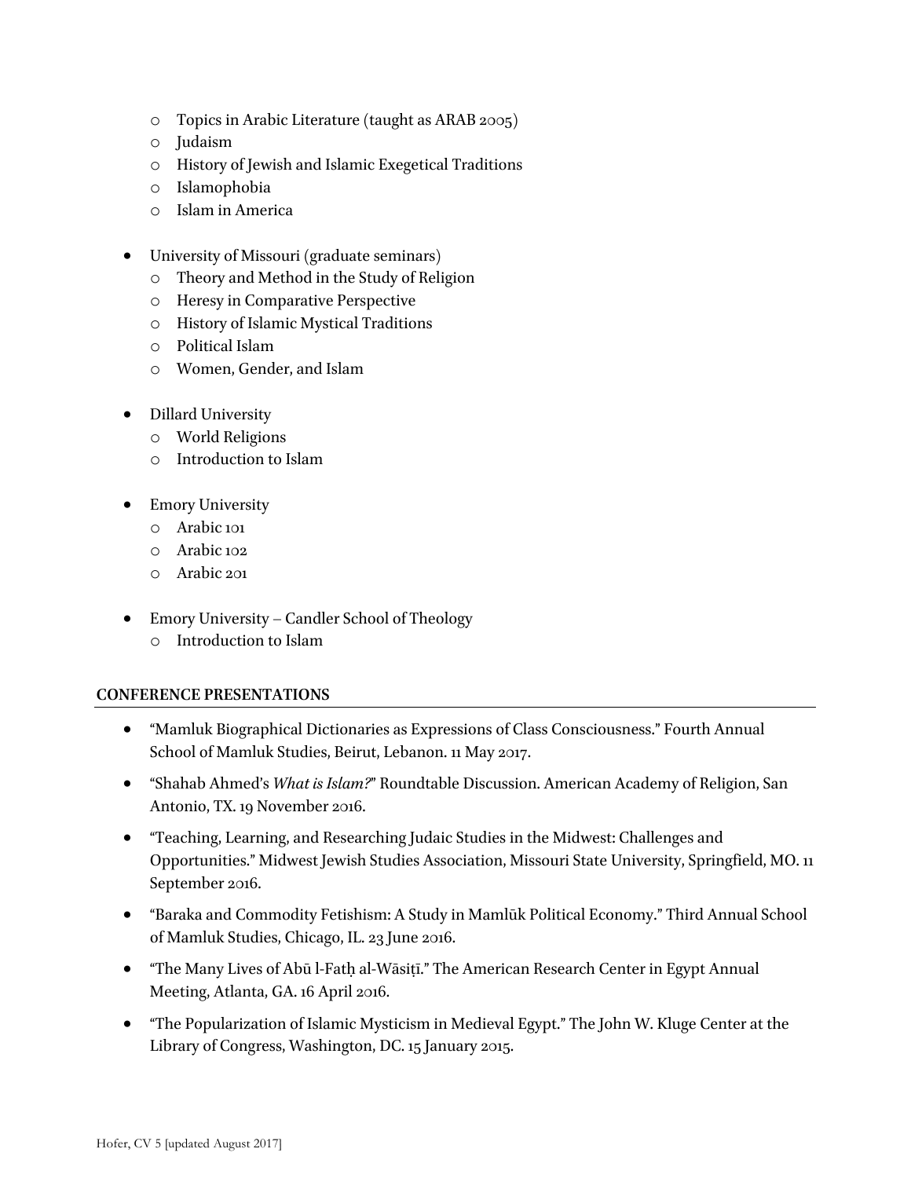- Topics in Arabic Literature (taught as ARAB 2005)
- Judaism
- History of Jewish and Islamic Exegetical Traditions
- Islamophobia
- Islam in America

- University of Missouri (graduate seminars)
  - Theory and Method in the Study of Religion
  - Heresy in Comparative Perspective
  - History of Islamic Mystical Traditions
  - Political Islam
  - Women, Gender, and Islam

- Dillard University
  - World Religions
  - Introduction to Islam

- Emory University
  - Arabic 101
  - Arabic 102
  - Arabic 201

- Emory University – Candler School of Theology
  - Introduction to Islam

## CONFERENCE PRESENTATIONS

- "Mamluk Biographical Dictionaries as Expressions of Class Consciousness." Fourth Annual School of Mamluk Studies, Beirut, Lebanon. 11 May 2017.
- "Shahab Ahmed's *What is Islam?*" Roundtable Discussion. American Academy of Religion, San Antonio, TX. 19 November 2016.
- "Teaching, Learning, and Researching Judaic Studies in the Midwest: Challenges and Opportunities." Midwest Jewish Studies Association, Missouri State University, Springfield, MO. 11 September 2016.
- "Baraka and Commodity Fetishism: A Study in Mamlūk Political Economy." Third Annual School of Mamluk Studies, Chicago, IL. 23 June 2016.
- "The Many Lives of Abū l-Fatḥ al-Wāsiṭī." The American Research Center in Egypt Annual Meeting, Atlanta, GA. 16 April 2016.
- "The Popularization of Islamic Mysticism in Medieval Egypt." The John W. Kluge Center at the Library of Congress, Washington, DC. 15 January 2015.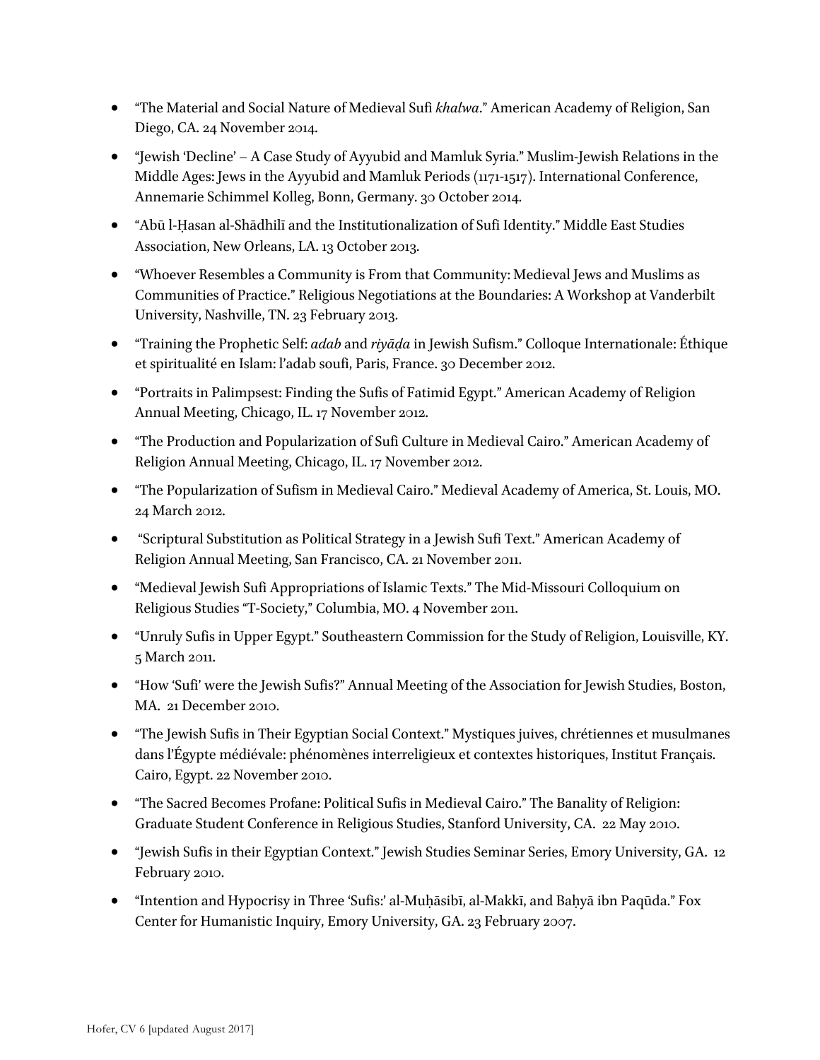- "The Material and Social Nature of Medieval Sufi *khalwa*." American Academy of Religion, San Diego, CA. 24 November 2014.
- "Jewish 'Decline' – A Case Study of Ayyubid and Mamluk Syria." Muslim-Jewish Relations in the Middle Ages: Jews in the Ayyubid and Mamluk Periods (1171-1517). International Conference, Annemarie Schimmel Kolleg, Bonn, Germany. 30 October 2014.
- "Abū l-Ḥasan al-Shādhilī and the Institutionalization of Sufi Identity." Middle East Studies Association, New Orleans, LA. 13 October 2013.
- "Whoever Resembles a Community is From that Community: Medieval Jews and Muslims as Communities of Practice." Religious Negotiations at the Boundaries: A Workshop at Vanderbilt University, Nashville, TN. 23 February 2013.
- "Training the Prophetic Self: *adab* and *riyāḍa* in Jewish Sufism." Colloque Internationale: Éthique et spiritualité en Islam: l'adab soufi, Paris, France. 30 December 2012.
- "Portraits in Palimpsest: Finding the Sufis of Fatimid Egypt." American Academy of Religion Annual Meeting, Chicago, IL. 17 November 2012.
- "The Production and Popularization of Sufi Culture in Medieval Cairo." American Academy of Religion Annual Meeting, Chicago, IL. 17 November 2012.
- "The Popularization of Sufism in Medieval Cairo." Medieval Academy of America, St. Louis, MO. 24 March 2012.
- "Scriptural Substitution as Political Strategy in a Jewish Sufi Text." American Academy of Religion Annual Meeting, San Francisco, CA. 21 November 2011.
- "Medieval Jewish Sufi Appropriations of Islamic Texts." The Mid-Missouri Colloquium on Religious Studies "T-Society," Columbia, MO. 4 November 2011.
- "Unruly Sufis in Upper Egypt." Southeastern Commission for the Study of Religion, Louisville, KY. 5 March 2011.
- "How 'Sufi' were the Jewish Sufis?" Annual Meeting of the Association for Jewish Studies, Boston, MA. 21 December 2010.
- "The Jewish Sufis in Their Egyptian Social Context." Mystiques juives, chrétiennes et musulmanes dans l'Égypte médiévale: phénomènes interreligieux et contextes historiques, Institut Français. Cairo, Egypt. 22 November 2010.
- "The Sacred Becomes Profane: Political Sufis in Medieval Cairo." The Banality of Religion: Graduate Student Conference in Religious Studies, Stanford University, CA. 22 May 2010.
- "Jewish Sufis in their Egyptian Context." Jewish Studies Seminar Series, Emory University, GA. 12 February 2010.
- "Intention and Hypocrisy in Three 'Sufis:' al-Muḥāsibī, al-Makkī, and Baḥyā ibn Paqūda." Fox Center for Humanistic Inquiry, Emory University, GA. 23 February 2007.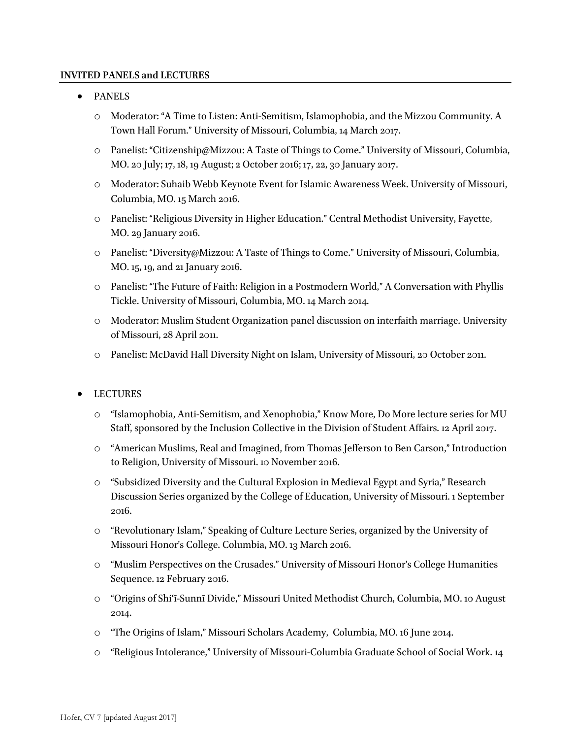**INVITED PANELS and LECTURES**

- PANELS
  - Moderator: "A Time to Listen: Anti-Semitism, Islamophobia, and the Mizzou Community. A Town Hall Forum." University of Missouri, Columbia, 14 March 2017.
  - Panelist: "Citizenship@Mizzou: A Taste of Things to Come." University of Missouri, Columbia, MO. 20 July; 17, 18, 19 August; 2 October 2016; 17, 22, 30 January 2017.
  - Moderator: Suhaib Webb Keynote Event for Islamic Awareness Week. University of Missouri, Columbia, MO. 15 March 2016.
  - Panelist: "Religious Diversity in Higher Education." Central Methodist University, Fayette, MO. 29 January 2016.
  - Panelist: "Diversity@Mizzou: A Taste of Things to Come." University of Missouri, Columbia, MO. 15, 19, and 21 January 2016.
  - Panelist: "The Future of Faith: Religion in a Postmodern World," A Conversation with Phyllis Tickle. University of Missouri, Columbia, MO. 14 March 2014.
  - Moderator: Muslim Student Organization panel discussion on interfaith marriage. University of Missouri, 28 April 2011.
  - Panelist: McDavid Hall Diversity Night on Islam, University of Missouri, 20 October 2011.

- LECTURES
  - "Islamophobia, Anti-Semitism, and Xenophobia," Know More, Do More lecture series for MU Staff, sponsored by the Inclusion Collective in the Division of Student Affairs. 12 April 2017.
  - "American Muslims, Real and Imagined, from Thomas Jefferson to Ben Carson," Introduction to Religion, University of Missouri. 10 November 2016.
  - "Subsidized Diversity and the Cultural Explosion in Medieval Egypt and Syria," Research Discussion Series organized by the College of Education, University of Missouri. 1 September 2016.
  - "Revolutionary Islam," Speaking of Culture Lecture Series, organized by the University of Missouri Honor's College. Columbia, MO. 13 March 2016.
  - "Muslim Perspectives on the Crusades." University of Missouri Honor's College Humanities Sequence. 12 February 2016.
  - "Origins of Shiʿī-Sunnī Divide," Missouri United Methodist Church, Columbia, MO. 10 August 2014.
  - "The Origins of Islam," Missouri Scholars Academy, Columbia, MO. 16 June 2014.
  - "Religious Intolerance," University of Missouri-Columbia Graduate School of Social Work. 14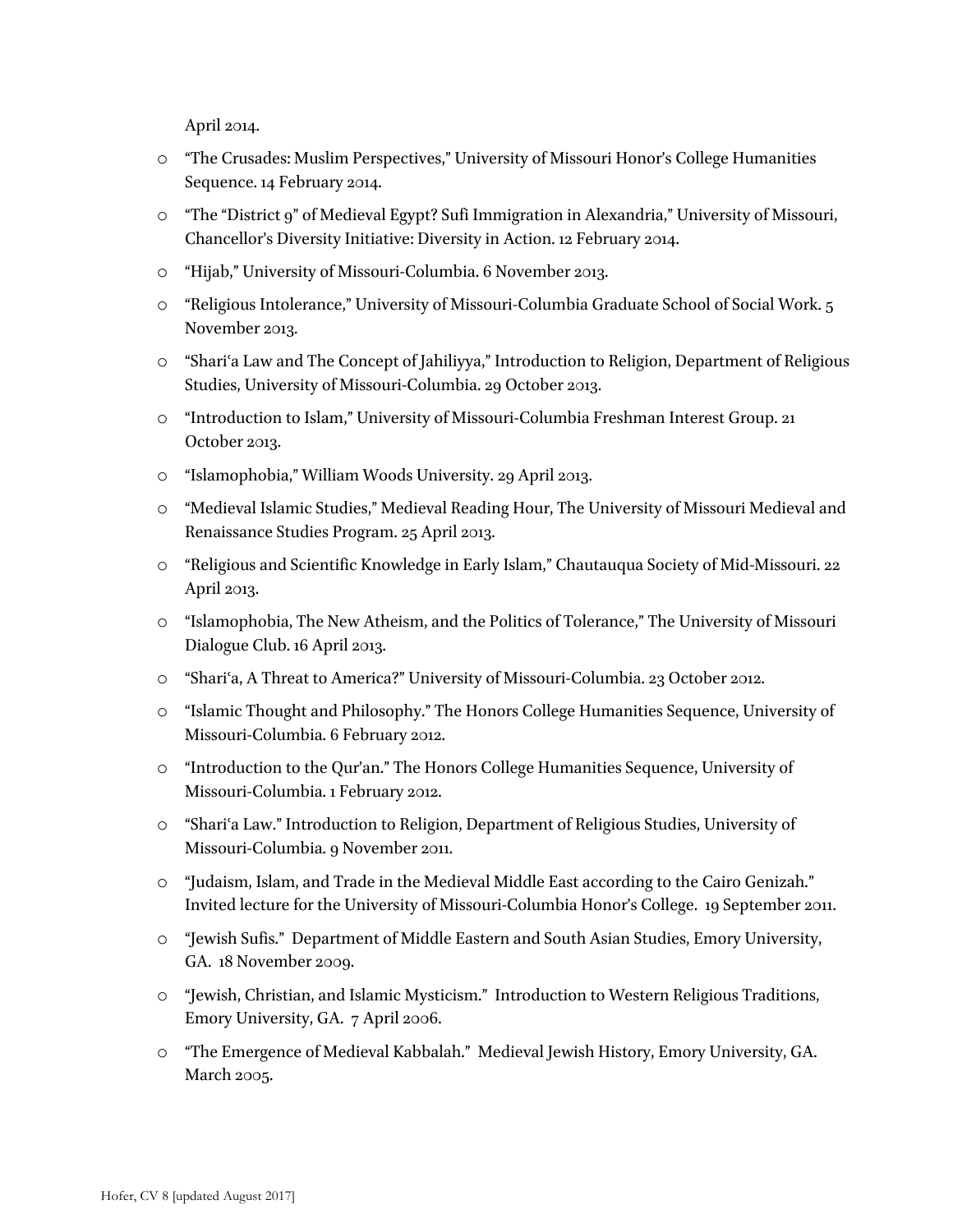April 2014.

- "The Crusades: Muslim Perspectives," University of Missouri Honor's College Humanities Sequence. 14 February 2014.
- "The "District 9" of Medieval Egypt? Sufi Immigration in Alexandria," University of Missouri, Chancellor's Diversity Initiative: Diversity in Action. 12 February 2014.
- "Hijab," University of Missouri-Columbia. 6 November 2013.
- "Religious Intolerance," University of Missouri-Columbia Graduate School of Social Work. 5 November 2013.
- "Shari'a Law and The Concept of Jahiliyya," Introduction to Religion, Department of Religious Studies, University of Missouri-Columbia. 29 October 2013.
- "Introduction to Islam," University of Missouri-Columbia Freshman Interest Group. 21 October 2013.
- "Islamophobia," William Woods University. 29 April 2013.
- "Medieval Islamic Studies," Medieval Reading Hour, The University of Missouri Medieval and Renaissance Studies Program. 25 April 2013.
- "Religious and Scientific Knowledge in Early Islam," Chautauqua Society of Mid-Missouri. 22 April 2013.
- "Islamophobia, The New Atheism, and the Politics of Tolerance," The University of Missouri Dialogue Club. 16 April 2013.
- "Shari'a, A Threat to America?" University of Missouri-Columbia. 23 October 2012.
- "Islamic Thought and Philosophy." The Honors College Humanities Sequence, University of Missouri-Columbia. 6 February 2012.
- "Introduction to the Qur'an." The Honors College Humanities Sequence, University of Missouri-Columbia. 1 February 2012.
- "Shari'a Law." Introduction to Religion, Department of Religious Studies, University of Missouri-Columbia. 9 November 2011.
- "Judaism, Islam, and Trade in the Medieval Middle East according to the Cairo Genizah." Invited lecture for the University of Missouri-Columbia Honor's College. 19 September 2011.
- "Jewish Sufis." Department of Middle Eastern and South Asian Studies, Emory University, GA. 18 November 2009.
- "Jewish, Christian, and Islamic Mysticism." Introduction to Western Religious Traditions, Emory University, GA. 7 April 2006.
- "The Emergence of Medieval Kabbalah." Medieval Jewish History, Emory University, GA. March 2005.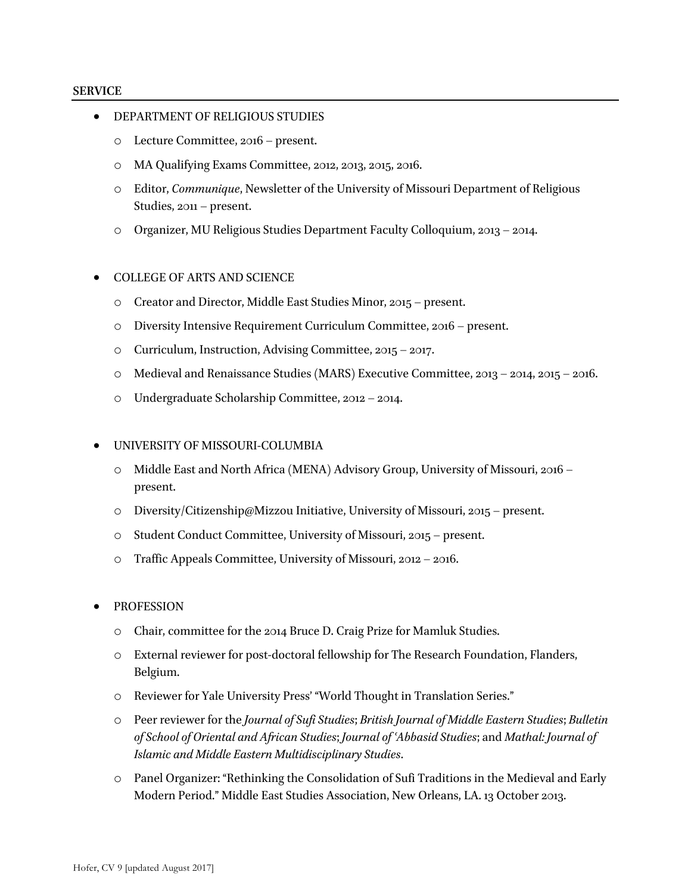## SERVICE

- DEPARTMENT OF RELIGIOUS STUDIES
  - Lecture Committee, 2016 – present.
  - MA Qualifying Exams Committee, 2012, 2013, 2015, 2016.
  - Editor, *Communique*, Newsletter of the University of Missouri Department of Religious Studies, 2011 – present.
  - Organizer, MU Religious Studies Department Faculty Colloquium, 2013 – 2014.

- COLLEGE OF ARTS AND SCIENCE
  - Creator and Director, Middle East Studies Minor, 2015 – present.
  - Diversity Intensive Requirement Curriculum Committee, 2016 – present.
  - Curriculum, Instruction, Advising Committee, 2015 – 2017.
  - Medieval and Renaissance Studies (MARS) Executive Committee, 2013 – 2014, 2015 – 2016.
  - Undergraduate Scholarship Committee, 2012 – 2014.

- UNIVERSITY OF MISSOURI-COLUMBIA
  - Middle East and North Africa (MENA) Advisory Group, University of Missouri, 2016 – present.
  - Diversity/Citizenship@Mizzou Initiative, University of Missouri, 2015 – present.
  - Student Conduct Committee, University of Missouri, 2015 – present.
  - Traffic Appeals Committee, University of Missouri, 2012 – 2016.

- PROFESSION
  - Chair, committee for the 2014 Bruce D. Craig Prize for Mamluk Studies.
  - External reviewer for post-doctoral fellowship for The Research Foundation, Flanders, Belgium.
  - Reviewer for Yale University Press' "World Thought in Translation Series."
  - Peer reviewer for the *Journal of Sufi Studies*; *British Journal of Middle Eastern Studies*; *Bulletin of School of Oriental and African Studies*; *Journal of ʿAbbasid Studies*; and *Mathal: Journal of Islamic and Middle Eastern Multidisciplinary Studies*.
  - Panel Organizer: "Rethinking the Consolidation of Sufi Traditions in the Medieval and Early Modern Period." Middle East Studies Association, New Orleans, LA. 13 October 2013.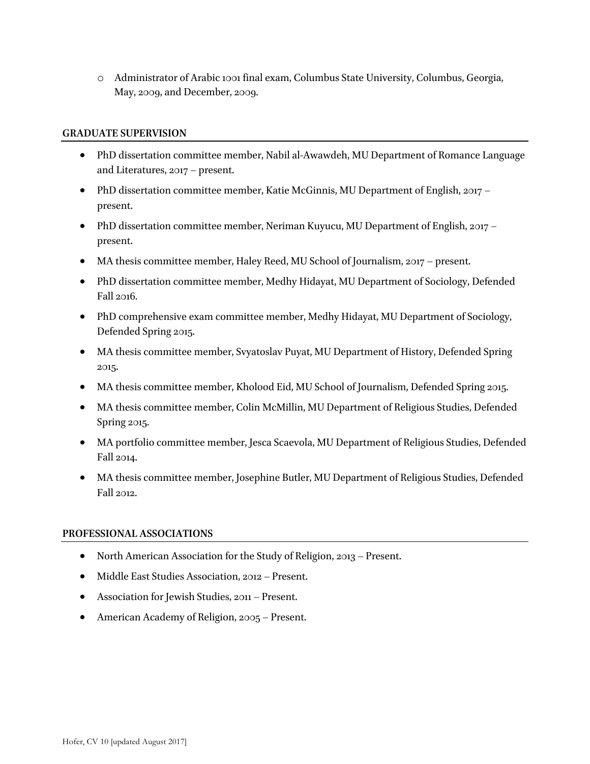- Administrator of Arabic 1001 final exam, Columbus State University, Columbus, Georgia, May, 2009, and December, 2009.

## GRADUATE SUPERVISION

- PhD dissertation committee member, Nabil al-Awawdeh, MU Department of Romance Language and Literatures, 2017 – present.
- PhD dissertation committee member, Katie McGinnis, MU Department of English, 2017 – present.
- PhD dissertation committee member, Neriman Kuyucu, MU Department of English, 2017 – present.
- MA thesis committee member, Haley Reed, MU School of Journalism, 2017 – present.
- PhD dissertation committee member, Medhy Hidayat, MU Department of Sociology, Defended Fall 2016.
- PhD comprehensive exam committee member, Medhy Hidayat, MU Department of Sociology, Defended Spring 2015.
- MA thesis committee member, Svyatoslav Puyat, MU Department of History, Defended Spring 2015.
- MA thesis committee member, Kholood Eid, MU School of Journalism, Defended Spring 2015.
- MA thesis committee member, Colin McMillin, MU Department of Religious Studies, Defended Spring 2015.
- MA portfolio committee member, Jesca Scaevola, MU Department of Religious Studies, Defended Fall 2014.
- MA thesis committee member, Josephine Butler, MU Department of Religious Studies, Defended Fall 2012.

## PROFESSIONAL ASSOCIATIONS

- North American Association for the Study of Religion, 2013 – Present.
- Middle East Studies Association, 2012 – Present.
- Association for Jewish Studies, 2011 – Present.
- American Academy of Religion, 2005 – Present.